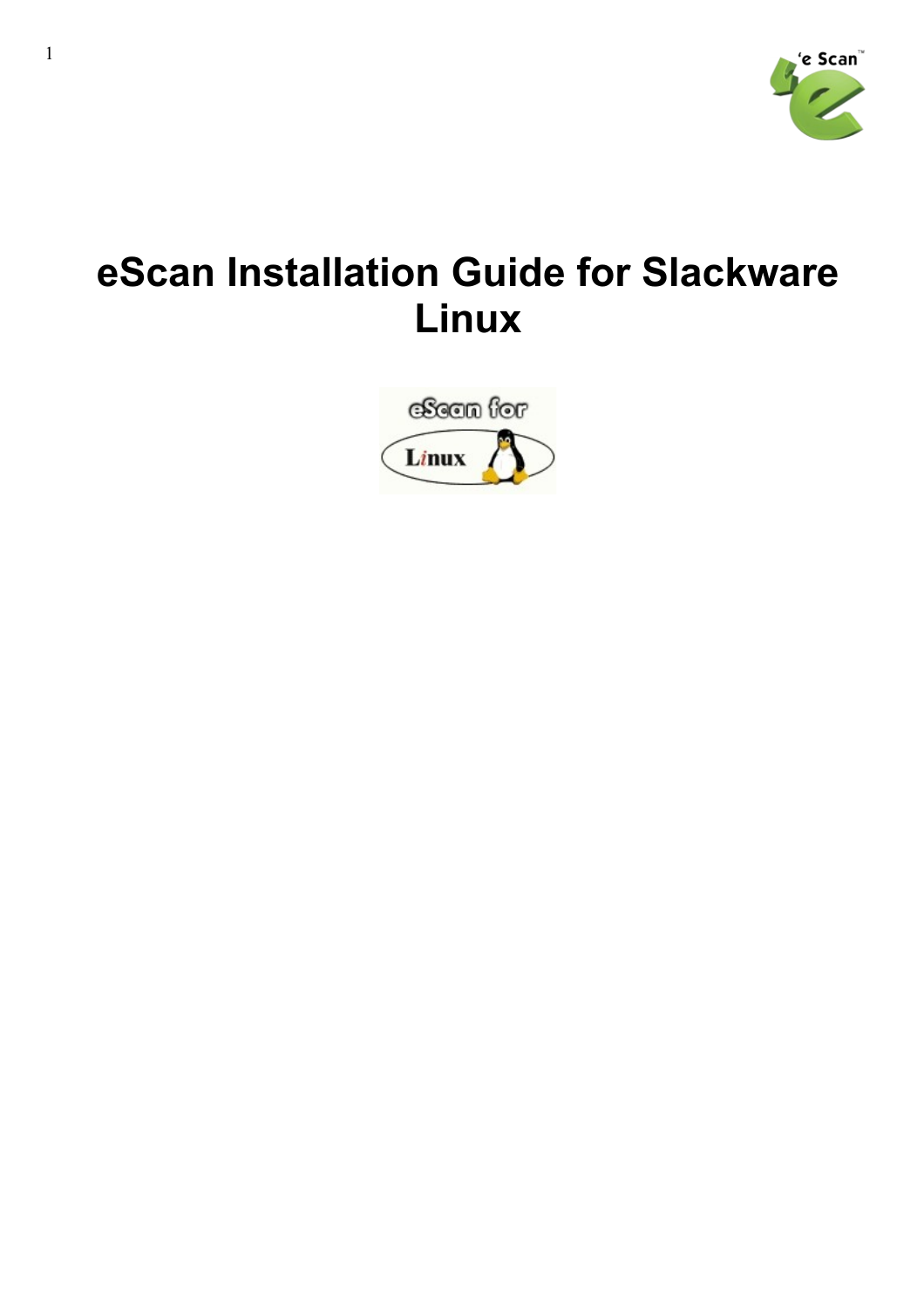# eScan Installation Guide for Slackware Linux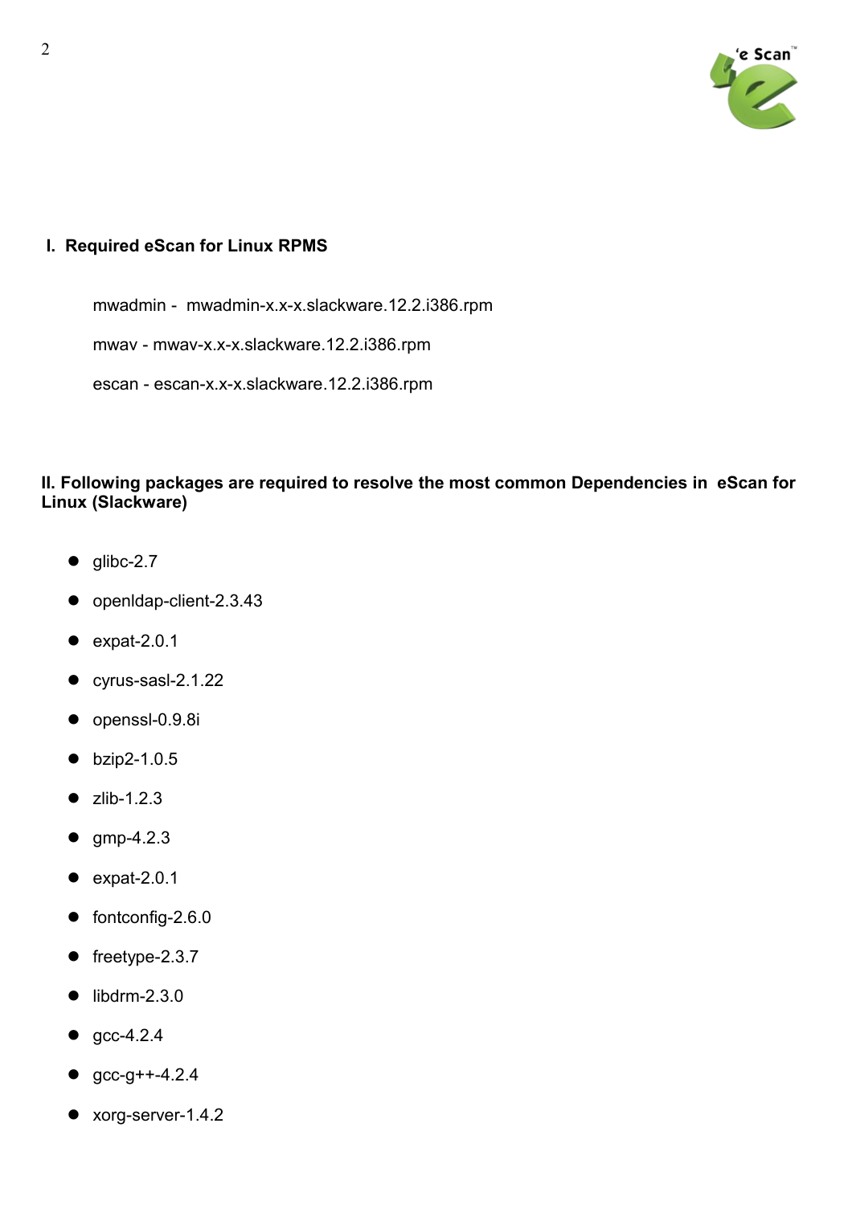## I. Required eScan for Linux RPMS

mwadmin - mwadmin-x.x-x.slackware.12.2.i386.rpm

mwav - mwav-x.x-x.slackware.12.2.i386.rpm

escan - escan-x.x-x.slackware.12.2.i386.rpm

## II. Following packages are required to resolve the most common Dependencies in eScan for Linux (Slackware)

- glibc-2.7
- openldap-client-2.3.43
- expat-2.0.1
- cyrus-sasl-2.1.22
- openssl-0.9.8i
- bzip2-1.0.5
- zlib-1.2.3
- gmp-4.2.3
- expat-2.0.1
- fontconfig-2.6.0
- freetype-2.3.7
- libdrm-2.3.0
- gcc-4.2.4
- gcc-g++-4.2.4
- xorg-server-1.4.2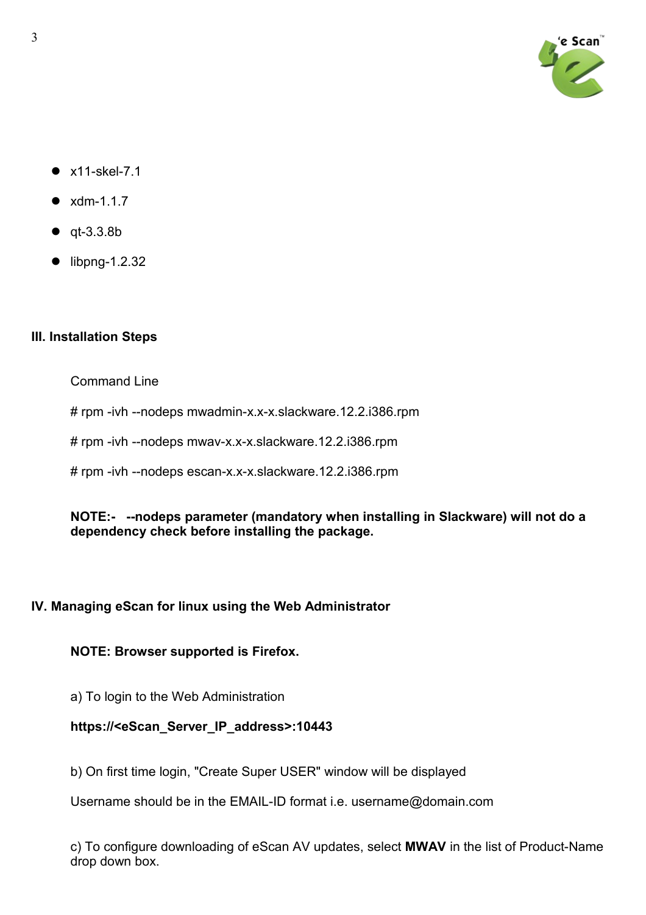- x11-skel-7.1
- xdm-1.1.7
- qt-3.3.8b
- libpng-1.2.32

### III. Installation Steps

Command Line

```
# rpm -ivh --nodeps mwadmin-x.x-x.slackware.12.2.i386.rpm

# rpm -ivh --nodeps mwav-x.x-x.slackware.12.2.i386.rpm

# rpm -ivh --nodeps escan-x.x-x.slackware.12.2.i386.rpm
```

**NOTE:- --nodeps parameter (mandatory when installing in Slackware) will not do a dependency check before installing the package.**

### IV. Managing eScan for linux using the Web Administrator

**NOTE: Browser supported is Firefox.**

a) To login to the Web Administration

**https://<eScan_Server_IP_address>:10443**

b) On first time login, "Create Super USER" window will be displayed

Username should be in the EMAIL-ID format i.e. username@domain.com

c) To configure downloading of eScan AV updates, select **MWAV** in the list of Product-Name drop down box.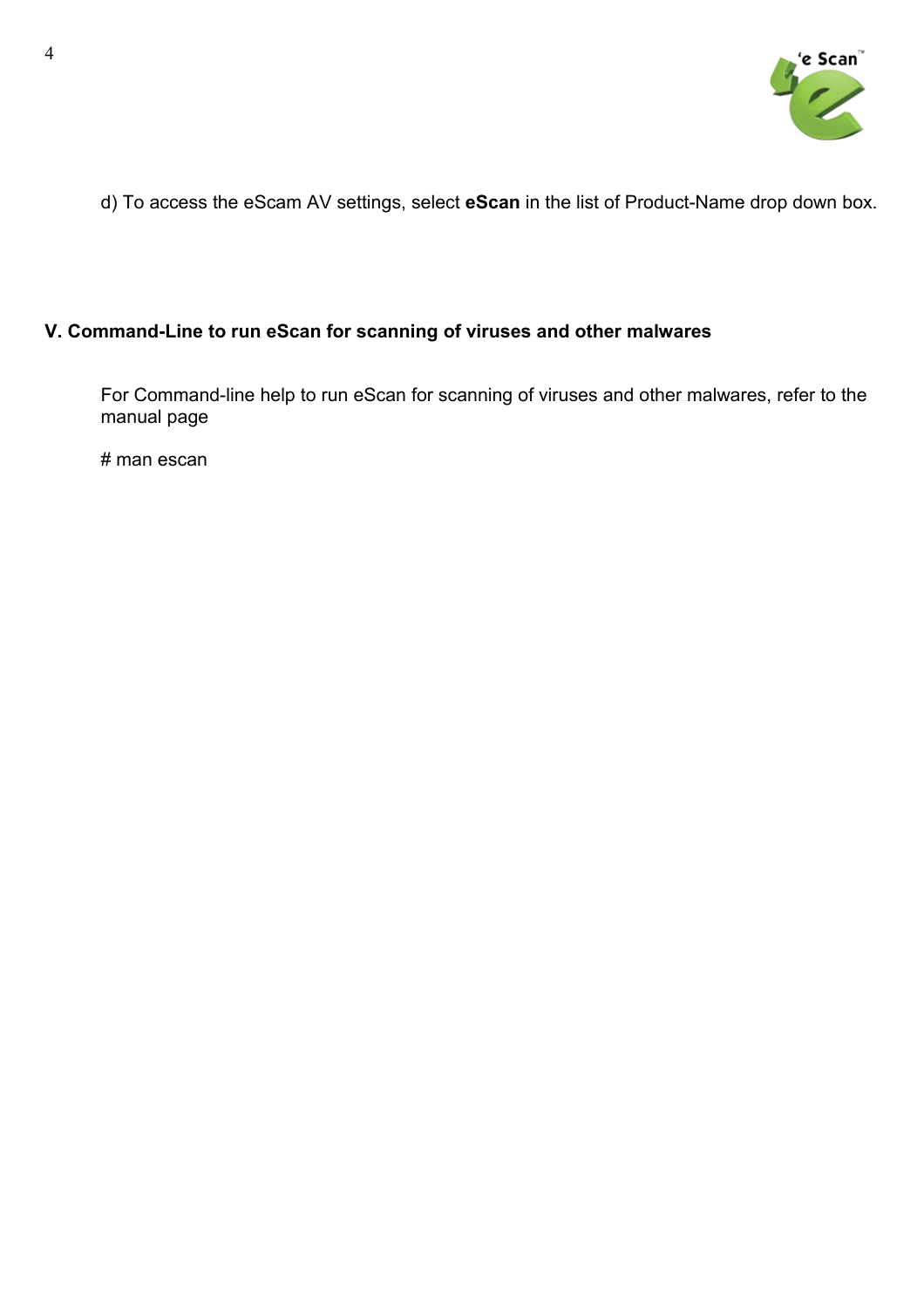d) To access the eScam AV settings, select **eScan** in the list of Product-Name drop down box.

## V. Command-Line to run eScan for scanning of viruses and other malwares

For Command-line help to run eScan for scanning of viruses and other malwares, refer to the manual page

```
# man escan
```